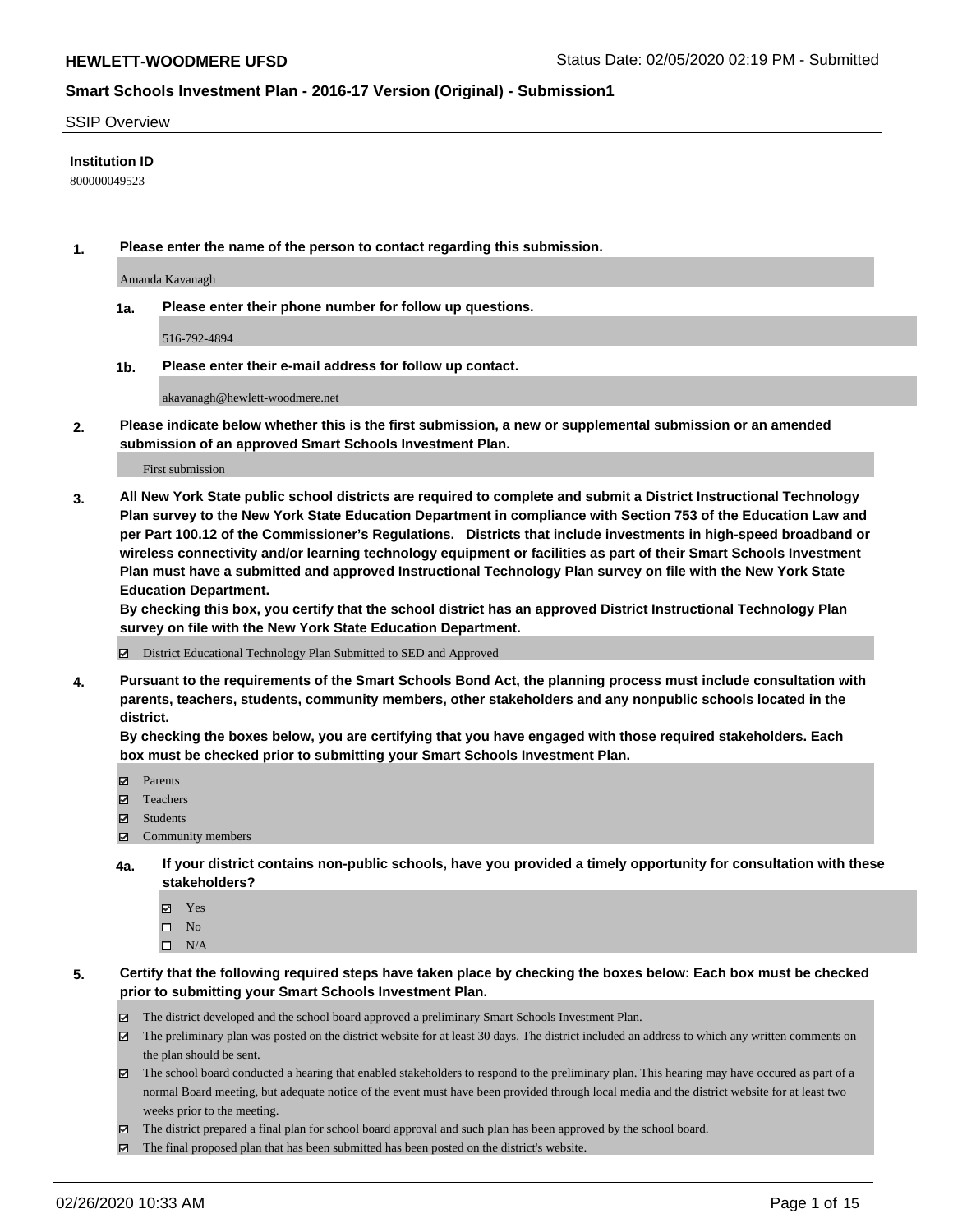**HEWLETT-WOODMERE UFSD** Status Date: 02/05/2020 02:19 PM - Submitted

## Smart Schools Investment Plan - 2016-17 Version (Original) - Submission1

SSIP Overview

**Institution ID**

800000049523

**1. Please enter the name of the person to contact regarding this submission.**

Amanda Kavanagh

**1a. Please enter their phone number for follow up questions.**

516-792-4894

**1b. Please enter their e-mail address for follow up contact.**

akavanagh@hewlett-woodmere.net

**2. Please indicate below whether this is the first submission, a new or supplemental submission or an amended submission of an approved Smart Schools Investment Plan.**

First submission

**3. All New York State public school districts are required to complete and submit a District Instructional Technology Plan survey to the New York State Education Department in compliance with Section 753 of the Education Law and per Part 100.12 of the Commissioner's Regulations. Districts that include investments in high-speed broadband or wireless connectivity and/or learning technology equipment or facilities as part of their Smart Schools Investment Plan must have a submitted and approved Instructional Technology Plan survey on file with the New York State Education Department.**
**By checking this box, you certify that the school district has an approved District Instructional Technology Plan survey on file with the New York State Education Department.**

- ☑ District Educational Technology Plan Submitted to SED and Approved

**4. Pursuant to the requirements of the Smart Schools Bond Act, the planning process must include consultation with parents, teachers, students, community members, other stakeholders and any nonpublic schools located in the district.**
**By checking the boxes below, you are certifying that you have engaged with those required stakeholders. Each box must be checked prior to submitting your Smart Schools Investment Plan.**

- ☑ Parents
- ☑ Teachers
- ☑ Students
- ☑ Community members

**4a. If your district contains non-public schools, have you provided a timely opportunity for consultation with these stakeholders?**

- ☑ Yes
- ☐ No
- ☐ N/A

**5. Certify that the following required steps have taken place by checking the boxes below: Each box must be checked prior to submitting your Smart Schools Investment Plan.**

- ☑ The district developed and the school board approved a preliminary Smart Schools Investment Plan.
- ☑ The preliminary plan was posted on the district website for at least 30 days. The district included an address to which any written comments on the plan should be sent.
- ☑ The school board conducted a hearing that enabled stakeholders to respond to the preliminary plan. This hearing may have occured as part of a normal Board meeting, but adequate notice of the event must have been provided through local media and the district website for at least two weeks prior to the meeting.
- ☑ The district prepared a final plan for school board approval and such plan has been approved by the school board.
- ☑ The final proposed plan that has been submitted has been posted on the district's website.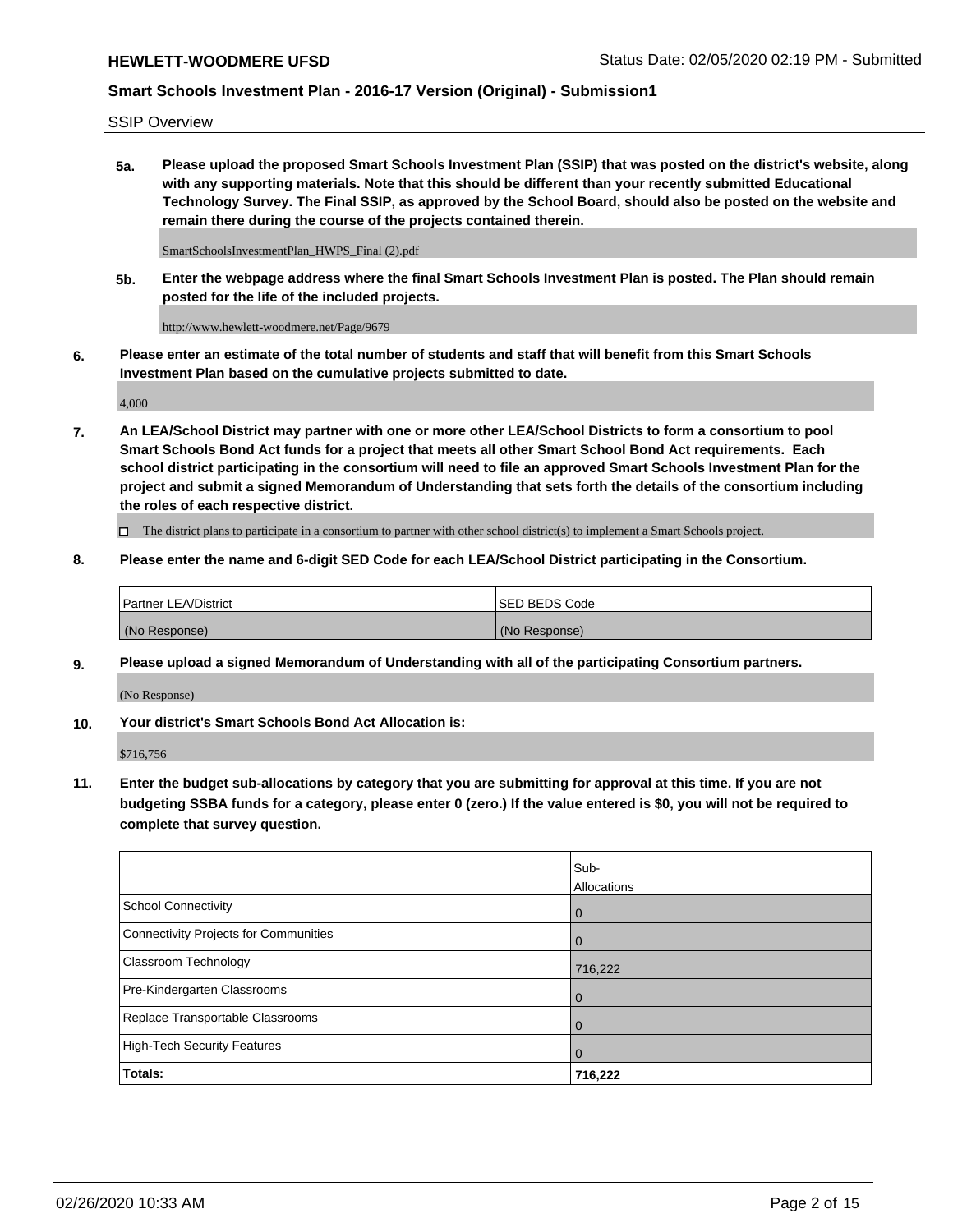SSIP Overview

**5a. Please upload the proposed Smart Schools Investment Plan (SSIP) that was posted on the district's website, along with any supporting materials. Note that this should be different than your recently submitted Educational Technology Survey. The Final SSIP, as approved by the School Board, should also be posted on the website and remain there during the course of the projects contained therein.**

SmartSchoolsInvestmentPlan_HWPS_Final (2).pdf

**5b. Enter the webpage address where the final Smart Schools Investment Plan is posted. The Plan should remain posted for the life of the included projects.**

http://www.hewlett-woodmere.net/Page/9679

**6. Please enter an estimate of the total number of students and staff that will benefit from this Smart Schools Investment Plan based on the cumulative projects submitted to date.**

4,000

**7. An LEA/School District may partner with one or more other LEA/School Districts to form a consortium to pool Smart Schools Bond Act funds for a project that meets all other Smart School Bond Act requirements. Each school district participating in the consortium will need to file an approved Smart Schools Investment Plan for the project and submit a signed Memorandum of Understanding that sets forth the details of the consortium including the roles of each respective district.**

☐ The district plans to participate in a consortium to partner with other school district(s) to implement a Smart Schools project.

**8. Please enter the name and 6-digit SED Code for each LEA/School District participating in the Consortium.**

| Partner LEA/District | SED BEDS Code |
| --- | --- |
| (No Response) | (No Response) |

**9. Please upload a signed Memorandum of Understanding with all of the participating Consortium partners.**

(No Response)

**10. Your district's Smart Schools Bond Act Allocation is:**

$716,756

**11. Enter the budget sub-allocations by category that you are submitting for approval at this time. If you are not budgeting SSBA funds for a category, please enter 0 (zero.) If the value entered is $0, you will not be required to complete that survey question.**

| | Sub-Allocations |
| --- | --- |
| School Connectivity | 0 |
| Connectivity Projects for Communities | 0 |
| Classroom Technology | 716,222 |
| Pre-Kindergarten Classrooms | 0 |
| Replace Transportable Classrooms | 0 |
| High-Tech Security Features | 0 |
| **Totals:** | **716,222** |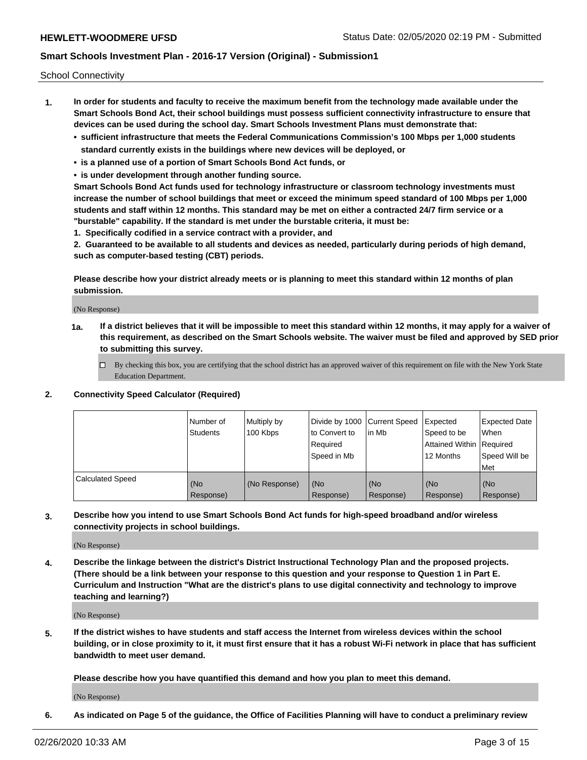School Connectivity

1. **In order for students and faculty to receive the maximum benefit from the technology made available under the Smart Schools Bond Act, their school buildings must possess sufficient connectivity infrastructure to ensure that devices can be used during the school day. Smart Schools Investment Plans must demonstrate that:**
   - **sufficient infrastructure that meets the Federal Communications Commission's 100 Mbps per 1,000 students standard currently exists in the buildings where new devices will be deployed, or**
   - **is a planned use of a portion of Smart Schools Bond Act funds, or**
   - **is under development through another funding source.**

   **Smart Schools Bond Act funds used for technology infrastructure or classroom technology investments must increase the number of school buildings that meet or exceed the minimum speed standard of 100 Mbps per 1,000 students and staff within 12 months. This standard may be met on either a contracted 24/7 firm service or a "burstable" capability. If the standard is met under the burstable criteria, it must be:**

   **1. Specifically codified in a service contract with a provider, and**

   **2. Guaranteed to be available to all students and devices as needed, particularly during periods of high demand, such as computer-based testing (CBT) periods.**

   **Please describe how your district already meets or is planning to meet this standard within 12 months of plan submission.**

   (No Response)

   **1a. If a district believes that it will be impossible to meet this standard within 12 months, it may apply for a waiver of this requirement, as described on the Smart Schools website. The waiver must be filed and approved by SED prior to submitting this survey.**

   ☐ By checking this box, you are certifying that the school district has an approved waiver of this requirement on file with the New York State Education Department.

2. **Connectivity Speed Calculator (Required)**

| | Number of Students | Multiply by 100 Kbps | Divide by 1000 to Convert to Required Speed in Mb | Current Speed in Mb | Expected Speed to be Attained Within 12 Months | Expected Date When Required Speed Will be Met |
|---|---|---|---|---|---|---|
| Calculated Speed | (No Response) | (No Response) | (No Response) | (No Response) | (No Response) | (No Response) |

3. **Describe how you intend to use Smart Schools Bond Act funds for high-speed broadband and/or wireless connectivity projects in school buildings.**

   (No Response)

4. **Describe the linkage between the district's District Instructional Technology Plan and the proposed projects. (There should be a link between your response to this question and your response to Question 1 in Part E. Curriculum and Instruction "What are the district's plans to use digital connectivity and technology to improve teaching and learning?)**

   (No Response)

5. **If the district wishes to have students and staff access the Internet from wireless devices within the school building, or in close proximity to it, it must first ensure that it has a robust Wi-Fi network in place that has sufficient bandwidth to meet user demand.**

   **Please describe how you have quantified this demand and how you plan to meet this demand.**

   (No Response)

6. **As indicated on Page 5 of the guidance, the Office of Facilities Planning will have to conduct a preliminary review**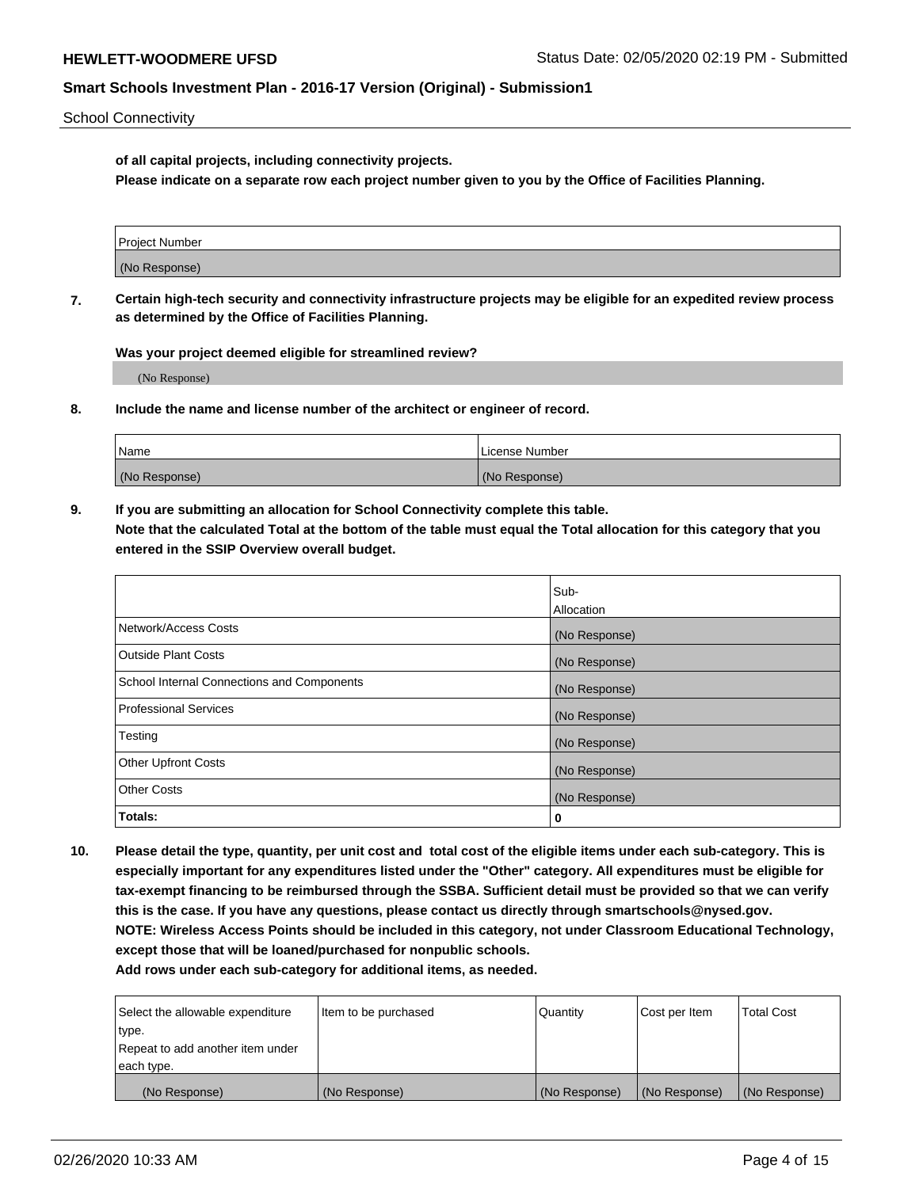School Connectivity

**of all capital projects, including connectivity projects.**

**Please indicate on a separate row each project number given to you by the Office of Facilities Planning.**

| Project Number |
| --- |
| (No Response) |

**7. Certain high-tech security and connectivity infrastructure projects may be eligible for an expedited review process as determined by the Office of Facilities Planning.**

**Was your project deemed eligible for streamlined review?**

(No Response)

**8. Include the name and license number of the architect or engineer of record.**

| Name | License Number |
| --- | --- |
| (No Response) | (No Response) |

**9. If you are submitting an allocation for School Connectivity complete this table.**

**Note that the calculated Total at the bottom of the table must equal the Total allocation for this category that you entered in the SSIP Overview overall budget.**

| | Sub-Allocation |
| --- | --- |
| Network/Access Costs | (No Response) |
| Outside Plant Costs | (No Response) |
| School Internal Connections and Components | (No Response) |
| Professional Services | (No Response) |
| Testing | (No Response) |
| Other Upfront Costs | (No Response) |
| Other Costs | (No Response) |
| **Totals:** | **0** |

**10. Please detail the type, quantity, per unit cost and total cost of the eligible items under each sub-category. This is especially important for any expenditures listed under the "Other" category. All expenditures must be eligible for tax-exempt financing to be reimbursed through the SSBA. Sufficient detail must be provided so that we can verify this is the case. If you have any questions, please contact us directly through smartschools@nysed.gov.**

**NOTE: Wireless Access Points should be included in this category, not under Classroom Educational Technology, except those that will be loaned/purchased for nonpublic schools.**

**Add rows under each sub-category for additional items, as needed.**

| Select the allowable expenditure type. Repeat to add another item under each type. | Item to be purchased | Quantity | Cost per Item | Total Cost |
| --- | --- | --- | --- | --- |
| (No Response) | (No Response) | (No Response) | (No Response) | (No Response) |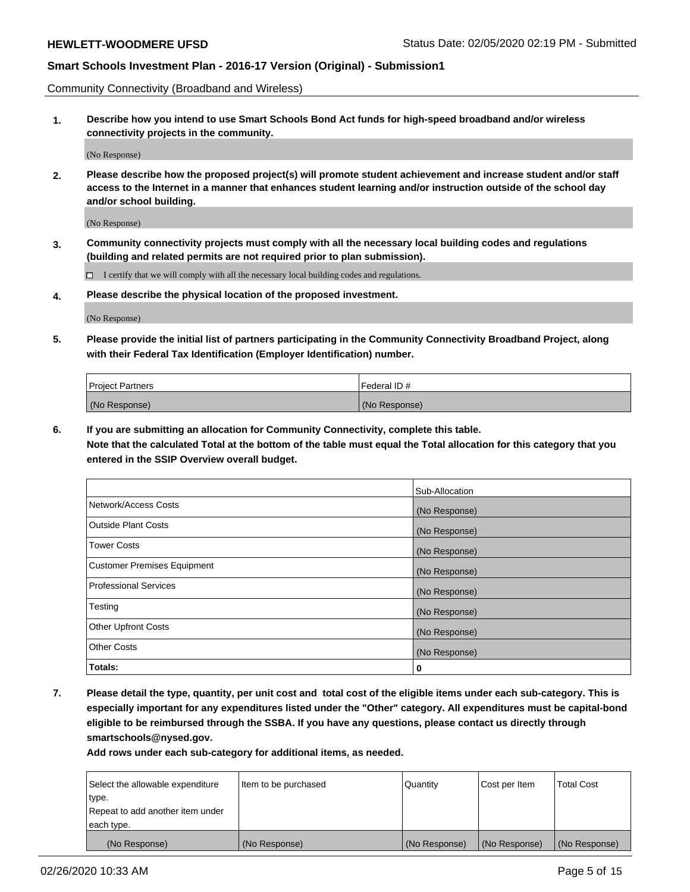Community Connectivity (Broadband and Wireless)

**1. Describe how you intend to use Smart Schools Bond Act funds for high-speed broadband and/or wireless connectivity projects in the community.**

(No Response)

**2. Please describe how the proposed project(s) will promote student achievement and increase student and/or staff access to the Internet in a manner that enhances student learning and/or instruction outside of the school day and/or school building.**

(No Response)

**3. Community connectivity projects must comply with all the necessary local building codes and regulations (building and related permits are not required prior to plan submission).**

☐ I certify that we will comply with all the necessary local building codes and regulations.

**4. Please describe the physical location of the proposed investment.**

(No Response)

**5. Please provide the initial list of partners participating in the Community Connectivity Broadband Project, along with their Federal Tax Identification (Employer Identification) number.**

| Project Partners | Federal ID # |
|---|---|
| (No Response) | (No Response) |

**6. If you are submitting an allocation for Community Connectivity, complete this table.**
**Note that the calculated Total at the bottom of the table must equal the Total allocation for this category that you entered in the SSIP Overview overall budget.**

| | Sub-Allocation |
|---|---|
| Network/Access Costs | (No Response) |
| Outside Plant Costs | (No Response) |
| Tower Costs | (No Response) |
| Customer Premises Equipment | (No Response) |
| Professional Services | (No Response) |
| Testing | (No Response) |
| Other Upfront Costs | (No Response) |
| Other Costs | (No Response) |
| **Totals:** | **0** |

**7. Please detail the type, quantity, per unit cost and total cost of the eligible items under each sub-category. This is especially important for any expenditures listed under the "Other" category. All expenditures must be capital-bond eligible to be reimbursed through the SSBA. If you have any questions, please contact us directly through smartschools@nysed.gov.**

**Add rows under each sub-category for additional items, as needed.**

| Select the allowable expenditure type. Repeat to add another item under each type. | Item to be purchased | Quantity | Cost per Item | Total Cost |
|---|---|---|---|---|
| (No Response) | (No Response) | (No Response) | (No Response) | (No Response) |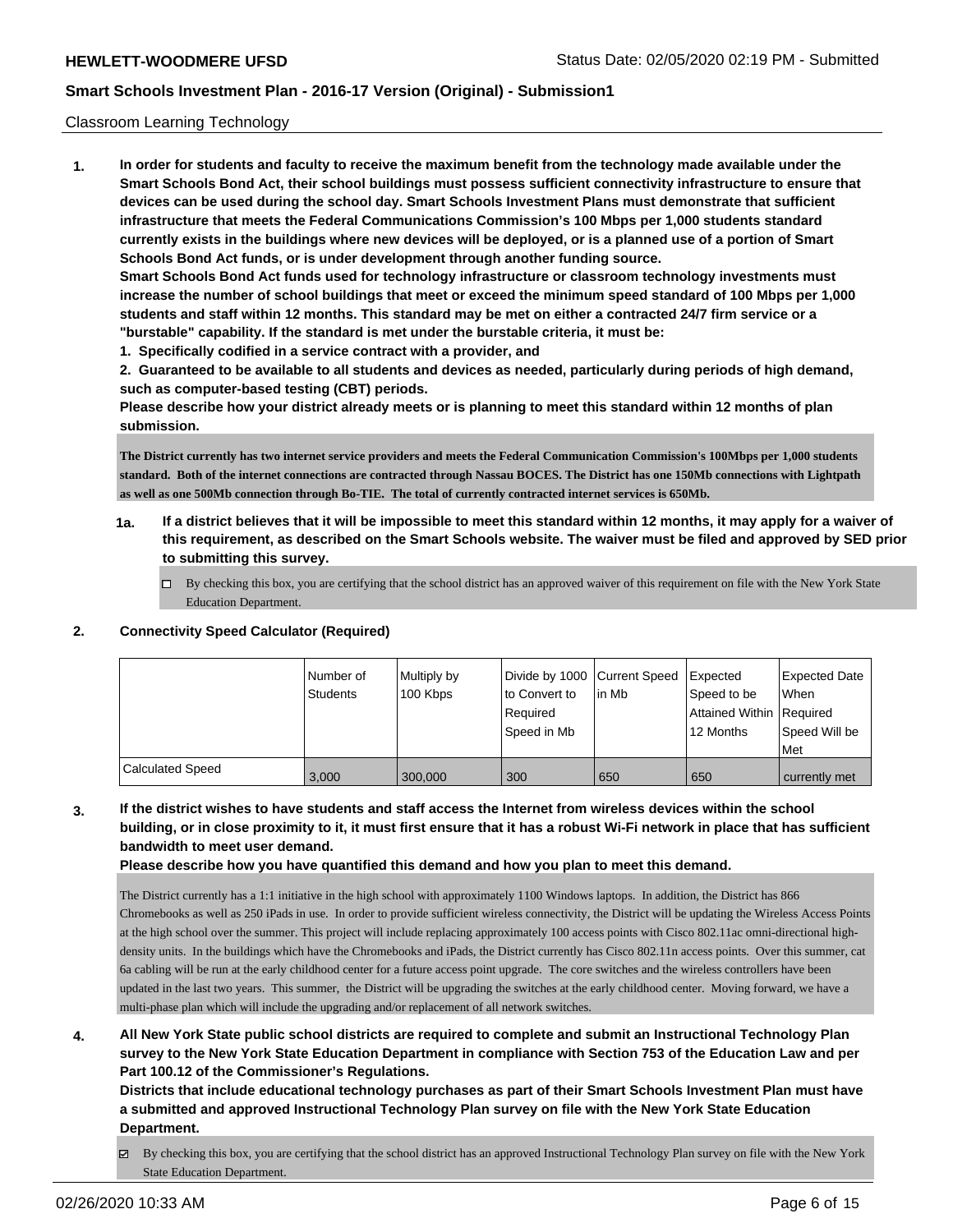Classroom Learning Technology

**1. In order for students and faculty to receive the maximum benefit from the technology made available under the Smart Schools Bond Act, their school buildings must possess sufficient connectivity infrastructure to ensure that devices can be used during the school day. Smart Schools Investment Plans must demonstrate that sufficient infrastructure that meets the Federal Communications Commission's 100 Mbps per 1,000 students standard currently exists in the buildings where new devices will be deployed, or is a planned use of a portion of Smart Schools Bond Act funds, or is under development through another funding source.**

**Smart Schools Bond Act funds used for technology infrastructure or classroom technology investments must increase the number of school buildings that meet or exceed the minimum speed standard of 100 Mbps per 1,000 students and staff within 12 months. This standard may be met on either a contracted 24/7 firm service or a "burstable" capability. If the standard is met under the burstable criteria, it must be:**

**1. Specifically codified in a service contract with a provider, and**

**2. Guaranteed to be available to all students and devices as needed, particularly during periods of high demand, such as computer-based testing (CBT) periods.**

**Please describe how your district already meets or is planning to meet this standard within 12 months of plan submission.**

**The District currently has two internet service providers and meets the Federal Communication Commission's 100Mbps per 1,000 students standard. Both of the internet connections are contracted through Nassau BOCES. The District has one 150Mb connections with Lightpath as well as one 500Mb connection through Bo-TIE. The total of currently contracted internet services is 650Mb.**

**1a. If a district believes that it will be impossible to meet this standard within 12 months, it may apply for a waiver of this requirement, as described on the Smart Schools website. The waiver must be filed and approved by SED prior to submitting this survey.**

☐ By checking this box, you are certifying that the school district has an approved waiver of this requirement on file with the New York State Education Department.

**2. Connectivity Speed Calculator (Required)**

| | Number of Students | Multiply by 100 Kbps | Divide by 1000 to Convert to Required Speed in Mb | Current Speed in Mb | Expected Speed to be Attained Within 12 Months | Expected Date When Required Speed Will be Met |
|---|---|---|---|---|---|---|
| Calculated Speed | 3,000 | 300,000 | 300 | 650 | 650 | currently met |

**3. If the district wishes to have students and staff access the Internet from wireless devices within the school building, or in close proximity to it, it must first ensure that it has a robust Wi-Fi network in place that has sufficient bandwidth to meet user demand.**

**Please describe how you have quantified this demand and how you plan to meet this demand.**

The District currently has a 1:1 initiative in the high school with approximately 1100 Windows laptops. In addition, the District has 866 Chromebooks as well as 250 iPads in use. In order to provide sufficient wireless connectivity, the District will be updating the Wireless Access Points at the high school over the summer. This project will include replacing approximately 100 access points with Cisco 802.11ac omni-directional high-density units. In the buildings which have the Chromebooks and iPads, the District currently has Cisco 802.11n access points. Over this summer, cat 6a cabling will be run at the early childhood center for a future access point upgrade. The core switches and the wireless controllers have been updated in the last two years. This summer, the District will be upgrading the switches at the early childhood center. Moving forward, we have a multi-phase plan which will include the upgrading and/or replacement of all network switches.

**4. All New York State public school districts are required to complete and submit an Instructional Technology Plan survey to the New York State Education Department in compliance with Section 753 of the Education Law and per Part 100.12 of the Commissioner's Regulations.**

**Districts that include educational technology purchases as part of their Smart Schools Investment Plan must have a submitted and approved Instructional Technology Plan survey on file with the New York State Education Department.**

☑ By checking this box, you are certifying that the school district has an approved Instructional Technology Plan survey on file with the New York State Education Department.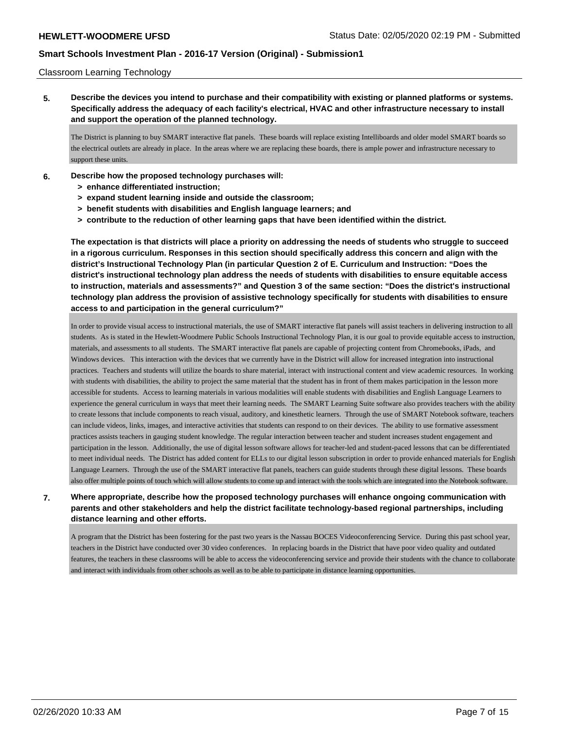Classroom Learning Technology

**5. Describe the devices you intend to purchase and their compatibility with existing or planned platforms or systems. Specifically address the adequacy of each facility's electrical, HVAC and other infrastructure necessary to install and support the operation of the planned technology.**

The District is planning to buy SMART interactive flat panels. These boards will replace existing Intelliboards and older model SMART boards so the electrical outlets are already in place. In the areas where we are replacing these boards, there is ample power and infrastructure necessary to support these units.

**6. Describe how the proposed technology purchases will:**
- **> enhance differentiated instruction;**
- **> expand student learning inside and outside the classroom;**
- **> benefit students with disabilities and English language learners; and**
- **> contribute to the reduction of other learning gaps that have been identified within the district.**

**The expectation is that districts will place a priority on addressing the needs of students who struggle to succeed in a rigorous curriculum. Responses in this section should specifically address this concern and align with the district's Instructional Technology Plan (in particular Question 2 of E. Curriculum and Instruction: "Does the district's instructional technology plan address the needs of students with disabilities to ensure equitable access to instruction, materials and assessments?" and Question 3 of the same section: "Does the district's instructional technology plan address the provision of assistive technology specifically for students with disabilities to ensure access to and participation in the general curriculum?"**

In order to provide visual access to instructional materials, the use of SMART interactive flat panels will assist teachers in delivering instruction to all students. As is stated in the Hewlett-Woodmere Public Schools Instructional Technology Plan, it is our goal to provide equitable access to instruction, materials, and assessments to all students. The SMART interactive flat panels are capable of projecting content from Chromebooks, iPads, and Windows devices. This interaction with the devices that we currently have in the District will allow for increased integration into instructional practices. Teachers and students will utilize the boards to share material, interact with instructional content and view academic resources. In working with students with disabilities, the ability to project the same material that the student has in front of them makes participation in the lesson more accessible for students. Access to learning materials in various modalities will enable students with disabilities and English Language Learners to experience the general curriculum in ways that meet their learning needs. The SMART Learning Suite software also provides teachers with the ability to create lessons that include components to reach visual, auditory, and kinesthetic learners. Through the use of SMART Notebook software, teachers can include videos, links, images, and interactive activities that students can respond to on their devices. The ability to use formative assessment practices assists teachers in gauging student knowledge. The regular interaction between teacher and student increases student engagement and participation in the lesson. Additionally, the use of digital lesson software allows for teacher-led and student-paced lessons that can be differentiated to meet individual needs. The District has added content for ELLs to our digital lesson subscription in order to provide enhanced materials for English Language Learners. Through the use of the SMART interactive flat panels, teachers can guide students through these digital lessons. These boards also offer multiple points of touch which will allow students to come up and interact with the tools which are integrated into the Notebook software.

**7. Where appropriate, describe how the proposed technology purchases will enhance ongoing communication with parents and other stakeholders and help the district facilitate technology-based regional partnerships, including distance learning and other efforts.**

A program that the District has been fostering for the past two years is the Nassau BOCES Videoconferencing Service. During this past school year, teachers in the District have conducted over 30 video conferences. In replacing boards in the District that have poor video quality and outdated features, the teachers in these classrooms will be able to access the videoconferencing service and provide their students with the chance to collaborate and interact with individuals from other schools as well as to be able to participate in distance learning opportunities.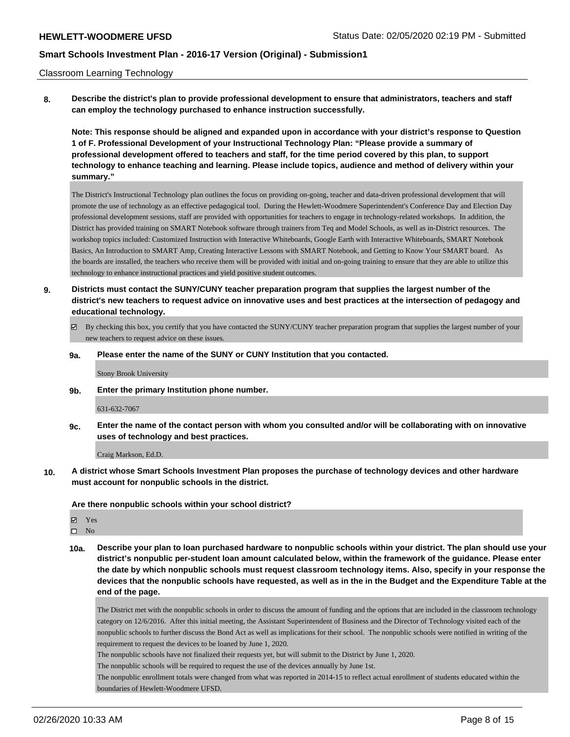Classroom Learning Technology

**8. Describe the district's plan to provide professional development to ensure that administrators, teachers and staff can employ the technology purchased to enhance instruction successfully.**

**Note: This response should be aligned and expanded upon in accordance with your district's response to Question 1 of F. Professional Development of your Instructional Technology Plan: "Please provide a summary of professional development offered to teachers and staff, for the time period covered by this plan, to support technology to enhance teaching and learning. Please include topics, audience and method of delivery within your summary."**

The District's Instructional Technology plan outlines the focus on providing on-going, teacher and data-driven professional development that will promote the use of technology as an effective pedagogical tool. During the Hewlett-Woodmere Superintendent's Conference Day and Election Day professional development sessions, staff are provided with opportunities for teachers to engage in technology-related workshops. In addition, the District has provided training on SMART Notebook software through trainers from Teq and Model Schools, as well as in-District resources. The workshop topics included: Customized Instruction with Interactive Whiteboards, Google Earth with Interactive Whiteboards, SMART Notebook Basics, An Introduction to SMART Amp, Creating Interactive Lessons with SMART Notebook, and Getting to Know Your SMART board. As the boards are installed, the teachers who receive them will be provided with initial and on-going training to ensure that they are able to utilize this technology to enhance instructional practices and yield positive student outcomes.

**9. Districts must contact the SUNY/CUNY teacher preparation program that supplies the largest number of the district's new teachers to request advice on innovative uses and best practices at the intersection of pedagogy and educational technology.**

☑ By checking this box, you certify that you have contacted the SUNY/CUNY teacher preparation program that supplies the largest number of your new teachers to request advice on these issues.

**9a. Please enter the name of the SUNY or CUNY Institution that you contacted.**

Stony Brook University

**9b. Enter the primary Institution phone number.**

631-632-7067

**9c. Enter the name of the contact person with whom you consulted and/or will be collaborating with on innovative uses of technology and best practices.**

Craig Markson, Ed.D.

**10. A district whose Smart Schools Investment Plan proposes the purchase of technology devices and other hardware must account for nonpublic schools in the district.**

**Are there nonpublic schools within your school district?**

☑ Yes

☐ No

**10a. Describe your plan to loan purchased hardware to nonpublic schools within your district. The plan should use your district's nonpublic per-student loan amount calculated below, within the framework of the guidance. Please enter the date by which nonpublic schools must request classroom technology items. Also, specify in your response the devices that the nonpublic schools have requested, as well as in the in the Budget and the Expenditure Table at the end of the page.**

The District met with the nonpublic schools in order to discuss the amount of funding and the options that are included in the classroom technology category on 12/6/2016. After this initial meeting, the Assistant Superintendent of Business and the Director of Technology visited each of the nonpublic schools to further discuss the Bond Act as well as implications for their school. The nonpublic schools were notified in writing of the requirement to request the devices to be loaned by June 1, 2020.

The nonpublic schools have not finalized their requests yet, but will submit to the District by June 1, 2020.

The nonpublic schools will be required to request the use of the devices annually by June 1st.

The nonpublic enrollment totals were changed from what was reported in 2014-15 to reflect actual enrollment of students educated within the boundaries of Hewlett-Woodmere UFSD.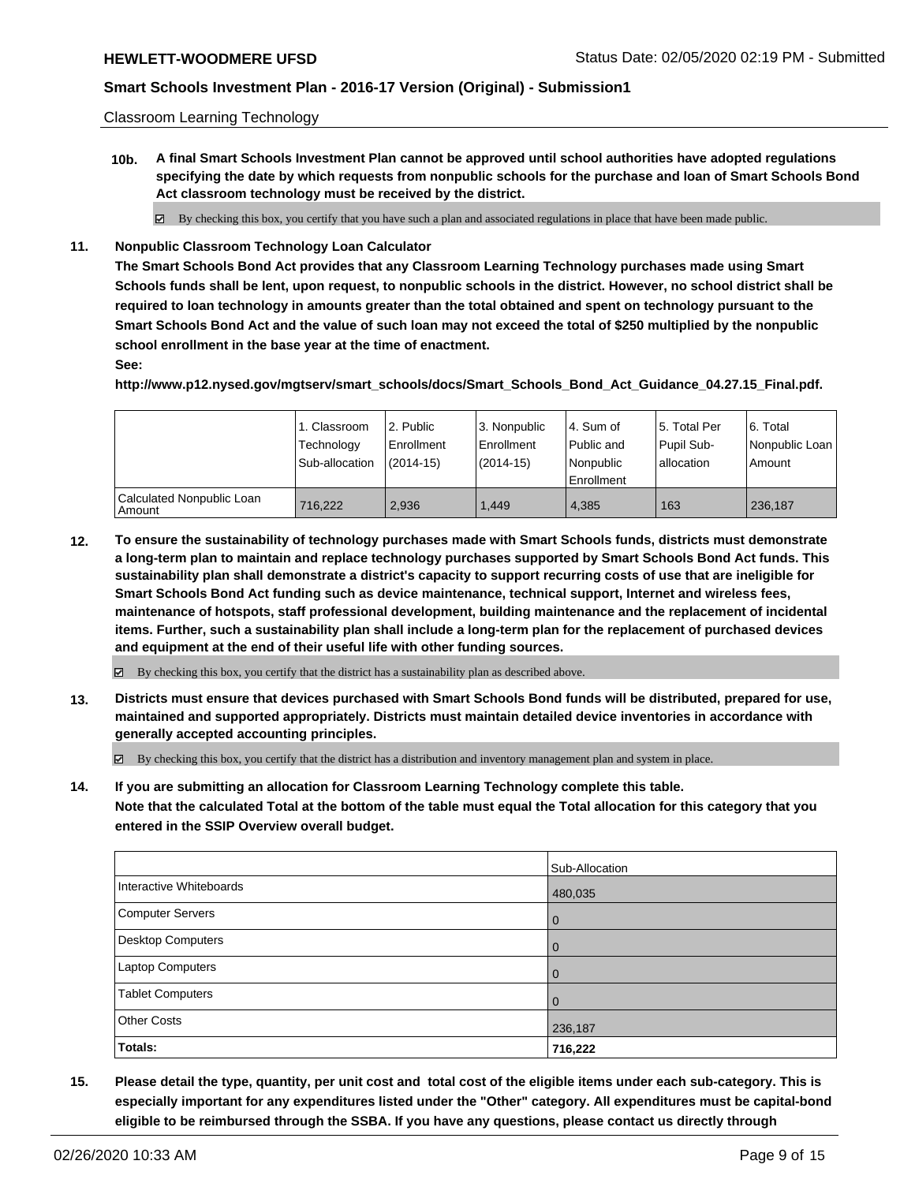Classroom Learning Technology

**10b. A final Smart Schools Investment Plan cannot be approved until school authorities have adopted regulations specifying the date by which requests from nonpublic schools for the purchase and loan of Smart Schools Bond Act classroom technology must be received by the district.**

☑ By checking this box, you certify that you have such a plan and associated regulations in place that have been made public.

**11. Nonpublic Classroom Technology Loan Calculator**

**The Smart Schools Bond Act provides that any Classroom Learning Technology purchases made using Smart Schools funds shall be lent, upon request, to nonpublic schools in the district. However, no school district shall be required to loan technology in amounts greater than the total obtained and spent on technology pursuant to the Smart Schools Bond Act and the value of such loan may not exceed the total of $250 multiplied by the nonpublic school enrollment in the base year at the time of enactment.**

**See:**

**http://www.p12.nysed.gov/mgtserv/smart_schools/docs/Smart_Schools_Bond_Act_Guidance_04.27.15_Final.pdf.**

| | 1. Classroom Technology Sub-allocation | 2. Public Enrollment (2014-15) | 3. Nonpublic Enrollment (2014-15) | 4. Sum of Public and Nonpublic Enrollment | 5. Total Per Pupil Sub-allocation | 6. Total Nonpublic Loan Amount |
|---|---|---|---|---|---|---|
| Calculated Nonpublic Loan Amount | 716,222 | 2,936 | 1,449 | 4,385 | 163 | 236,187 |

**12. To ensure the sustainability of technology purchases made with Smart Schools funds, districts must demonstrate a long-term plan to maintain and replace technology purchases supported by Smart Schools Bond Act funds. This sustainability plan shall demonstrate a district's capacity to support recurring costs of use that are ineligible for Smart Schools Bond Act funding such as device maintenance, technical support, Internet and wireless fees, maintenance of hotspots, staff professional development, building maintenance and the replacement of incidental items. Further, such a sustainability plan shall include a long-term plan for the replacement of purchased devices and equipment at the end of their useful life with other funding sources.**

☑ By checking this box, you certify that the district has a sustainability plan as described above.

**13. Districts must ensure that devices purchased with Smart Schools Bond funds will be distributed, prepared for use, maintained and supported appropriately. Districts must maintain detailed device inventories in accordance with generally accepted accounting principles.**

☑ By checking this box, you certify that the district has a distribution and inventory management plan and system in place.

**14. If you are submitting an allocation for Classroom Learning Technology complete this table. Note that the calculated Total at the bottom of the table must equal the Total allocation for this category that you entered in the SSIP Overview overall budget.**

| | Sub-Allocation |
|---|---|
| Interactive Whiteboards | 480,035 |
| Computer Servers | 0 |
| Desktop Computers | 0 |
| Laptop Computers | 0 |
| Tablet Computers | 0 |
| Other Costs | 236,187 |
| **Totals:** | **716,222** |

**15. Please detail the type, quantity, per unit cost and total cost of the eligible items under each sub-category. This is especially important for any expenditures listed under the "Other" category. All expenditures must be capital-bond eligible to be reimbursed through the SSBA. If you have any questions, please contact us directly through**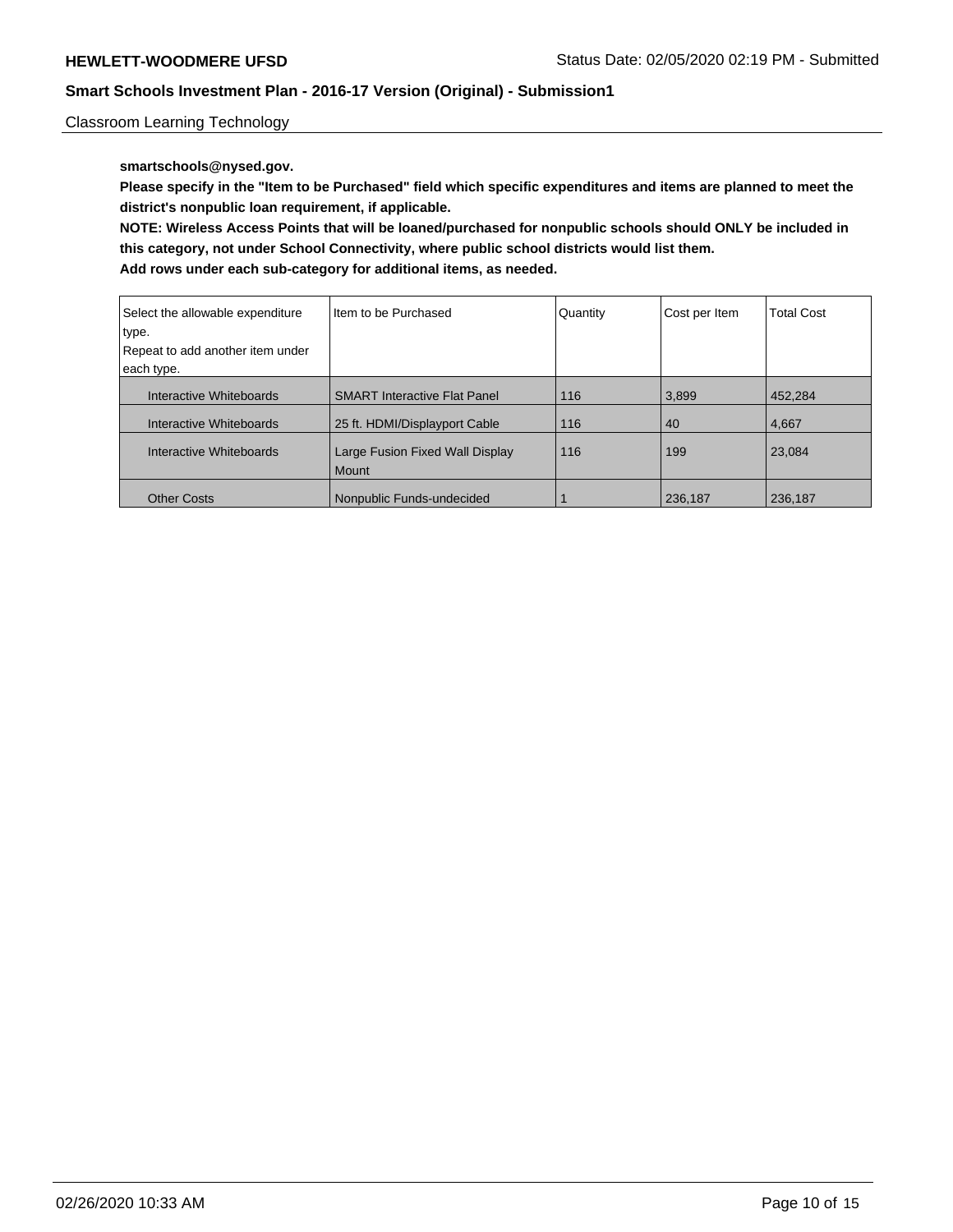Classroom Learning Technology

**smartschools@nysed.gov.**

**Please specify in the "Item to be Purchased" field which specific expenditures and items are planned to meet the district's nonpublic loan requirement, if applicable.**

**NOTE: Wireless Access Points that will be loaned/purchased for nonpublic schools should ONLY be included in this category, not under School Connectivity, where public school districts would list them.**

**Add rows under each sub-category for additional items, as needed.**

| Select the allowable expenditure type. Repeat to add another item under each type. | Item to be Purchased | Quantity | Cost per Item | Total Cost |
|---|---|---|---|---|
| Interactive Whiteboards | SMART Interactive Flat Panel | 116 | 3,899 | 452,284 |
| Interactive Whiteboards | 25 ft. HDMI/Displayport Cable | 116 | 40 | 4,667 |
| Interactive Whiteboards | Large Fusion Fixed Wall Display Mount | 116 | 199 | 23,084 |
| Other Costs | Nonpublic Funds-undecided | 1 | 236,187 | 236,187 |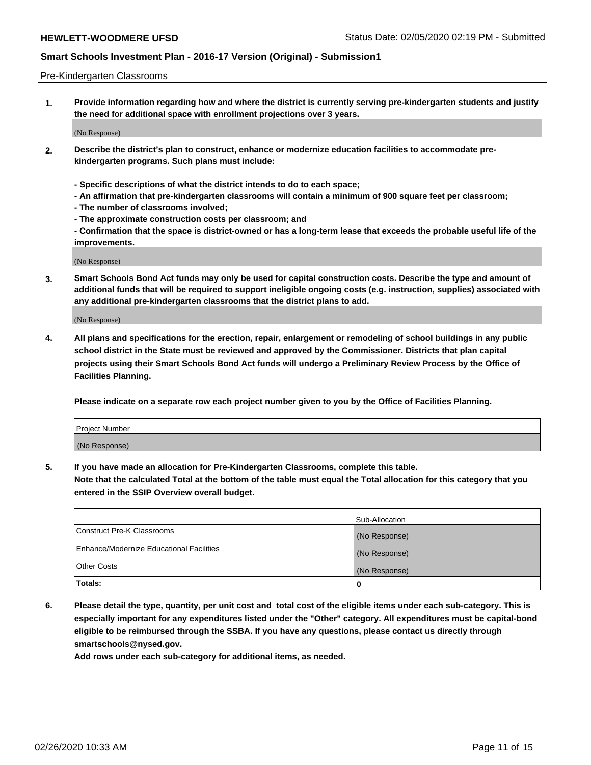Pre-Kindergarten Classrooms

**1. Provide information regarding how and where the district is currently serving pre-kindergarten students and justify the need for additional space with enrollment projections over 3 years.**

(No Response)

**2. Describe the district's plan to construct, enhance or modernize education facilities to accommodate pre-kindergarten programs. Such plans must include:**

**- Specific descriptions of what the district intends to do to each space;**
**- An affirmation that pre-kindergarten classrooms will contain a minimum of 900 square feet per classroom;**
**- The number of classrooms involved;**
**- The approximate construction costs per classroom; and**
**- Confirmation that the space is district-owned or has a long-term lease that exceeds the probable useful life of the improvements.**

(No Response)

**3. Smart Schools Bond Act funds may only be used for capital construction costs. Describe the type and amount of additional funds that will be required to support ineligible ongoing costs (e.g. instruction, supplies) associated with any additional pre-kindergarten classrooms that the district plans to add.**

(No Response)

**4. All plans and specifications for the erection, repair, enlargement or remodeling of school buildings in any public school district in the State must be reviewed and approved by the Commissioner. Districts that plan capital projects using their Smart Schools Bond Act funds will undergo a Preliminary Review Process by the Office of Facilities Planning.**

**Please indicate on a separate row each project number given to you by the Office of Facilities Planning.**

| Project Number |
|---|
| (No Response) |

**5. If you have made an allocation for Pre-Kindergarten Classrooms, complete this table.**
**Note that the calculated Total at the bottom of the table must equal the Total allocation for this category that you entered in the SSIP Overview overall budget.**

| | Sub-Allocation |
|---|---|
| Construct Pre-K Classrooms | (No Response) |
| Enhance/Modernize Educational Facilities | (No Response) |
| Other Costs | (No Response) |
| **Totals:** | **0** |

**6. Please detail the type, quantity, per unit cost and total cost of the eligible items under each sub-category. This is especially important for any expenditures listed under the "Other" category. All expenditures must be capital-bond eligible to be reimbursed through the SSBA. If you have any questions, please contact us directly through smartschools@nysed.gov.**
**Add rows under each sub-category for additional items, as needed.**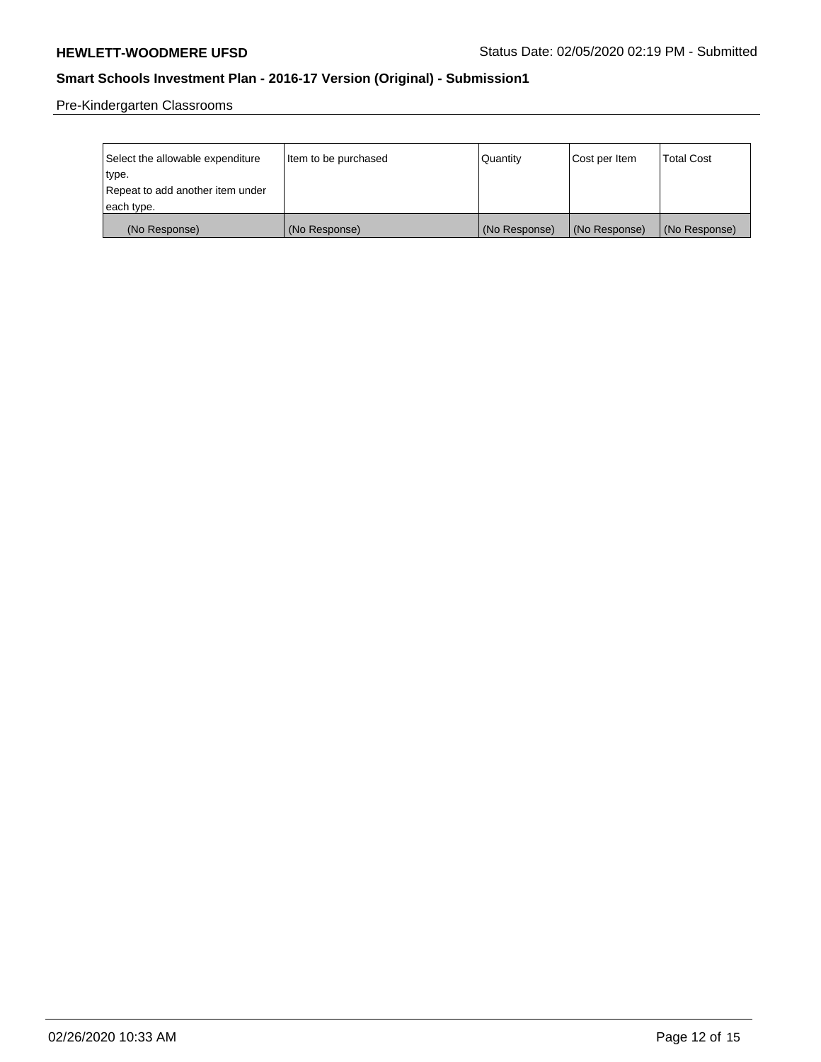Pre-Kindergarten Classrooms

| Select the allowable expenditure type. Repeat to add another item under each type. | Item to be purchased | Quantity | Cost per Item | Total Cost |
| --- | --- | --- | --- | --- |
| (No Response) | (No Response) | (No Response) | (No Response) | (No Response) |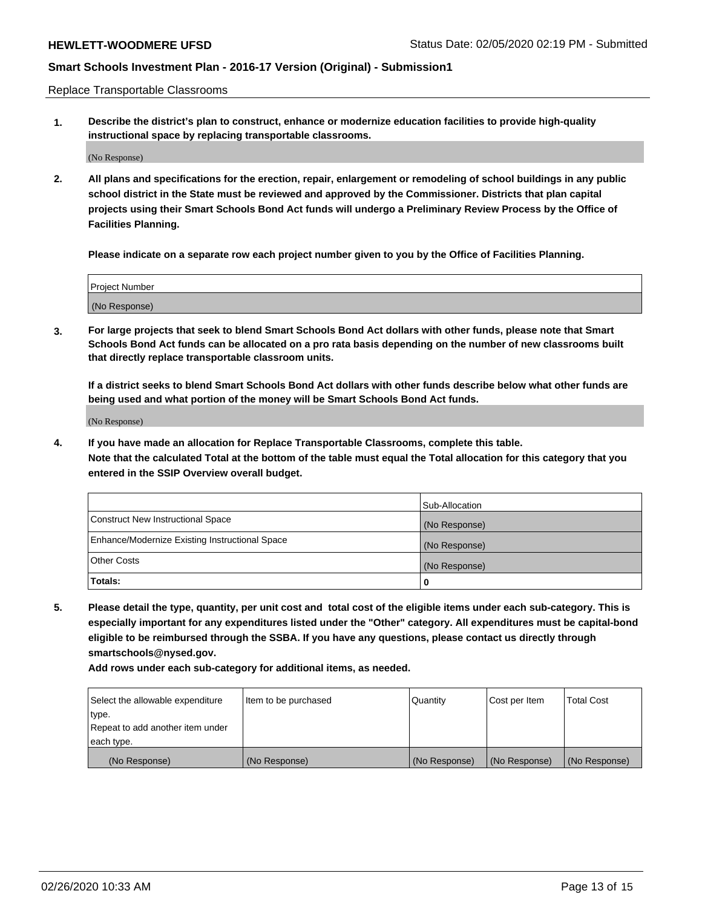Replace Transportable Classrooms

1. **Describe the district's plan to construct, enhance or modernize education facilities to provide high-quality instructional space by replacing transportable classrooms.**

   (No Response)

2. **All plans and specifications for the erection, repair, enlargement or remodeling of school buildings in any public school district in the State must be reviewed and approved by the Commissioner. Districts that plan capital projects using their Smart Schools Bond Act funds will undergo a Preliminary Review Process by the Office of Facilities Planning.**

   **Please indicate on a separate row each project number given to you by the Office of Facilities Planning.**

| Project Number |
| --- |
| (No Response) |

3. **For large projects that seek to blend Smart Schools Bond Act dollars with other funds, please note that Smart Schools Bond Act funds can be allocated on a pro rata basis depending on the number of new classrooms built that directly replace transportable classroom units.**

   **If a district seeks to blend Smart Schools Bond Act dollars with other funds describe below what other funds are being used and what portion of the money will be Smart Schools Bond Act funds.**

   (No Response)

4. **If you have made an allocation for Replace Transportable Classrooms, complete this table. Note that the calculated Total at the bottom of the table must equal the Total allocation for this category that you entered in the SSIP Overview overall budget.**

| | Sub-Allocation |
| --- | --- |
| Construct New Instructional Space | (No Response) |
| Enhance/Modernize Existing Instructional Space | (No Response) |
| Other Costs | (No Response) |
| **Totals:** | **0** |

5. **Please detail the type, quantity, per unit cost and total cost of the eligible items under each sub-category. This is especially important for any expenditures listed under the "Other" category. All expenditures must be capital-bond eligible to be reimbursed through the SSBA. If you have any questions, please contact us directly through smartschools@nysed.gov.**

   **Add rows under each sub-category for additional items, as needed.**

| Select the allowable expenditure type. Repeat to add another item under each type. | Item to be purchased | Quantity | Cost per Item | Total Cost |
| --- | --- | --- | --- | --- |
| (No Response) | (No Response) | (No Response) | (No Response) | (No Response) |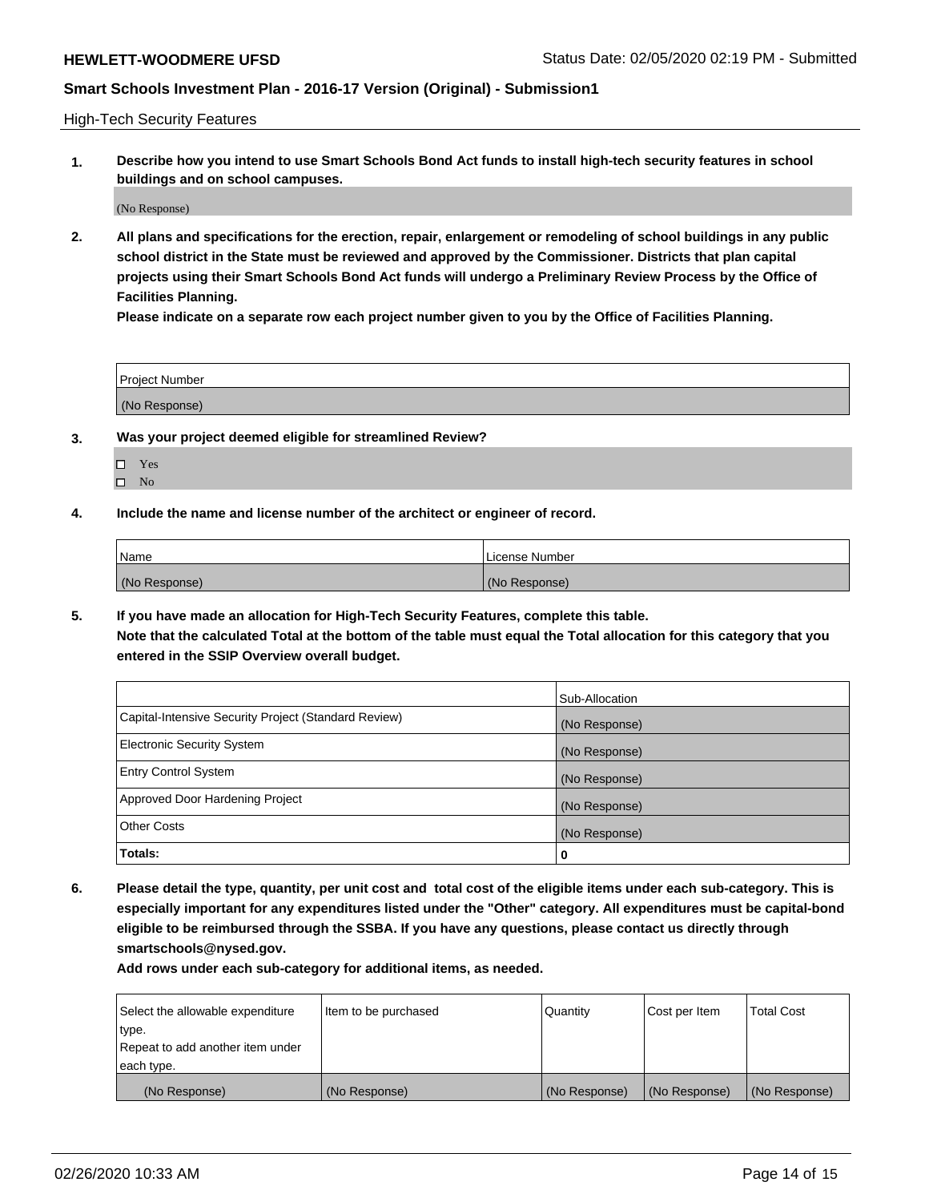## High-Tech Security Features

**1. Describe how you intend to use Smart Schools Bond Act funds to install high-tech security features in school buildings and on school campuses.**

(No Response)

**2. All plans and specifications for the erection, repair, enlargement or remodeling of school buildings in any public school district in the State must be reviewed and approved by the Commissioner. Districts that plan capital projects using their Smart Schools Bond Act funds will undergo a Preliminary Review Process by the Office of Facilities Planning.**

**Please indicate on a separate row each project number given to you by the Office of Facilities Planning.**

| Project Number |
| --- |
| (No Response) |

**3. Was your project deemed eligible for streamlined Review?**

- ☐ Yes
- ☐ No

**4. Include the name and license number of the architect or engineer of record.**

| Name | License Number |
| --- | --- |
| (No Response) | (No Response) |

**5. If you have made an allocation for High-Tech Security Features, complete this table.**
**Note that the calculated Total at the bottom of the table must equal the Total allocation for this category that you entered in the SSIP Overview overall budget.**

| | Sub-Allocation |
| --- | --- |
| Capital-Intensive Security Project (Standard Review) | (No Response) |
| Electronic Security System | (No Response) |
| Entry Control System | (No Response) |
| Approved Door Hardening Project | (No Response) |
| Other Costs | (No Response) |
| **Totals:** | 0 |

**6. Please detail the type, quantity, per unit cost and total cost of the eligible items under each sub-category. This is especially important for any expenditures listed under the "Other" category. All expenditures must be capital-bond eligible to be reimbursed through the SSBA. If you have any questions, please contact us directly through smartschools@nysed.gov.**

**Add rows under each sub-category for additional items, as needed.**

| Select the allowable expenditure type. Repeat to add another item under each type. | Item to be purchased | Quantity | Cost per Item | Total Cost |
| --- | --- | --- | --- | --- |
| (No Response) | (No Response) | (No Response) | (No Response) | (No Response) |